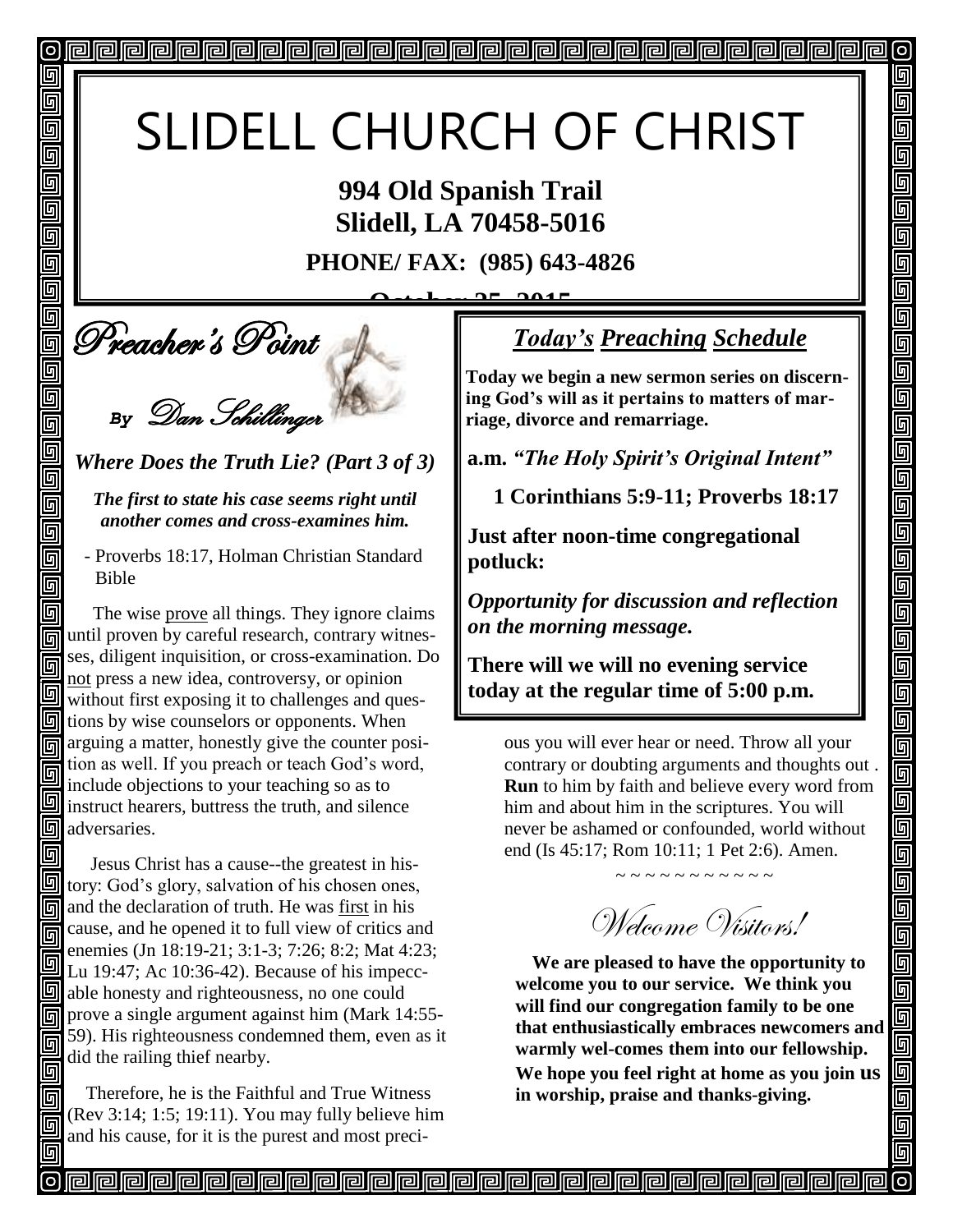# SLIDELL CHURCH OF CHRIST

**994 Old Spanish Trail**
**Slidell, LA 70458-5016**

**PHONE/ FAX: (985) 643-4826**

**October 25, 2015**

## Preacher's Point

By Dan Schillinger

### *Where Does the Truth Lie? (Part 3 of 3)*

***The first to state his case seems right until another comes and cross-examines him.***

- Proverbs 18:17, Holman Christian Standard Bible

The wise prove all things. They ignore claims until proven by careful research, contrary witnesses, diligent inquisition, or cross-examination. Do not press a new idea, controversy, or opinion without first exposing it to challenges and questions by wise counselors or opponents. When arguing a matter, honestly give the counter position as well. If you preach or teach God's word, include objections to your teaching so as to instruct hearers, buttress the truth, and silence adversaries.

Jesus Christ has a cause--the greatest in history: God's glory, salvation of his chosen ones, and the declaration of truth. He was first in his cause, and he opened it to full view of critics and enemies (Jn 18:19-21; 3:1-3; 7:26; 8:2; Mat 4:23; Lu 19:47; Ac 10:36-42). Because of his impeccable honesty and righteousness, no one could prove a single argument against him (Mark 14:55-59). His righteousness condemned them, even as it did the railing thief nearby.

Therefore, he is the Faithful and True Witness (Rev 3:14; 1:5; 19:11). You may fully believe him and his cause, for it is the purest and most precious you will ever hear or need. Throw all your contrary or doubting arguments and thoughts out . **Run** to him by faith and believe every word from him and about him in the scriptures. You will never be ashamed or confounded, world without end (Is 45:17; Rom 10:11; 1 Pet 2:6). Amen.

~ ~ ~ ~ ~ ~ ~ ~ ~ ~ ~ ~

## *Today's Preaching Schedule*

**Today we begin a new sermon series on discerning God's will as it pertains to matters of marriage, divorce and remarriage.**

**a.m.** ***"The Holy Spirit's Original Intent"***

**1 Corinthians 5:9-11; Proverbs 18:17**

**Just after noon-time congregational potluck:**

***Opportunity for discussion and reflection on the morning message.***

**There will we will no evening service today at the regular time of 5:00 p.m.**

## Welcome Visitors!

**We are pleased to have the opportunity to welcome you to our service. We think you will find our congregation family to be one that enthusiastically embraces newcomers and warmly wel-comes them into our fellowship. We hope you feel right at home as you join us in worship, praise and thanks-giving.**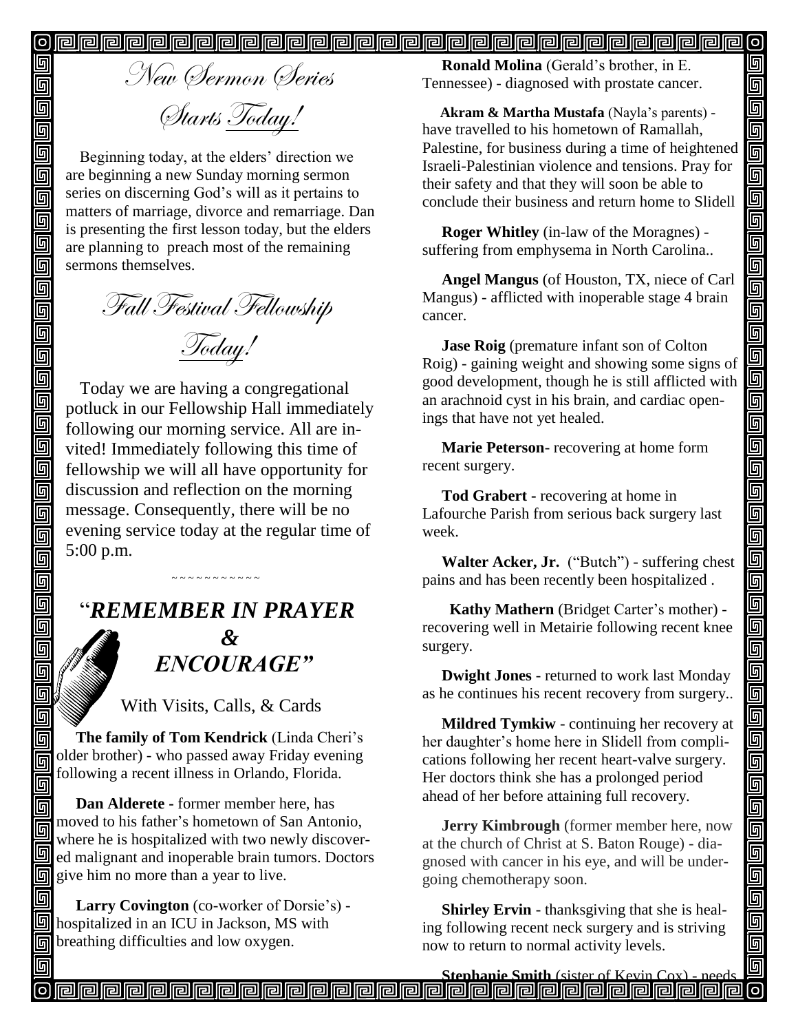## New Sermon Series Starts Today!

Beginning today, at the elders' direction we are beginning a new Sunday morning sermon series on discerning God's will as it pertains to matters of marriage, divorce and remarriage. Dan is presenting the first lesson today, but the elders are planning to preach most of the remaining sermons themselves.

## Fall Festival Fellowship Today!

Today we are having a congregational potluck in our Fellowship Hall immediately following our morning service. All are invited! Immediately following this time of fellowship we will all have opportunity for discussion and reflection on the morning message. Consequently, there will be no evening service today at the regular time of 5:00 p.m.

~~~~~~~~~~~~

## "*REMEMBER IN PRAYER & ENCOURAGE"*

With Visits, Calls, & Cards

**The family of Tom Kendrick** (Linda Cheri's older brother) - who passed away Friday evening following a recent illness in Orlando, Florida.

**Dan Alderete** - former member here, has moved to his father's hometown of San Antonio, where he is hospitalized with two newly discovered malignant and inoperable brain tumors. Doctors give him no more than a year to live.

**Larry Covington** (co-worker of Dorsie's) - hospitalized in an ICU in Jackson, MS with breathing difficulties and low oxygen.

**Ronald Molina** (Gerald's brother, in E. Tennessee) - diagnosed with prostate cancer.

**Akram & Martha Mustafa** (Nayla's parents) - have travelled to his hometown of Ramallah, Palestine, for business during a time of heightened Israeli-Palestinian violence and tensions. Pray for their safety and that they will soon be able to conclude their business and return home to Slidell

**Roger Whitley** (in-law of the Moragnes) - suffering from emphysema in North Carolina..

**Angel Mangus** (of Houston, TX, niece of Carl Mangus) - afflicted with inoperable stage 4 brain cancer.

**Jase Roig** (premature infant son of Colton Roig) - gaining weight and showing some signs of good development, though he is still afflicted with an arachnoid cyst in his brain, and cardiac openings that have not yet healed.

**Marie Peterson**- recovering at home form recent surgery.

**Tod Grabert** - recovering at home in Lafourche Parish from serious back surgery last week.

**Walter Acker, Jr.** ("Butch") - suffering chest pains and has been recently been hospitalized .

**Kathy Mathern** (Bridget Carter's mother) - recovering well in Metairie following recent knee surgery.

**Dwight Jones** - returned to work last Monday as he continues his recent recovery from surgery..

**Mildred Tymkiw** - continuing her recovery at her daughter's home here in Slidell from complications following her recent heart-valve surgery. Her doctors think she has a prolonged period ahead of her before attaining full recovery.

**Jerry Kimbrough** (former member here, now at the church of Christ at S. Baton Rouge) - diagnosed with cancer in his eye, and will be undergoing chemotherapy soon.

**Shirley Ervin** - thanksgiving that she is healing following recent neck surgery and is striving now to return to normal activity levels.

**Stephanie Smith** (sister of Kevin Cox) - needs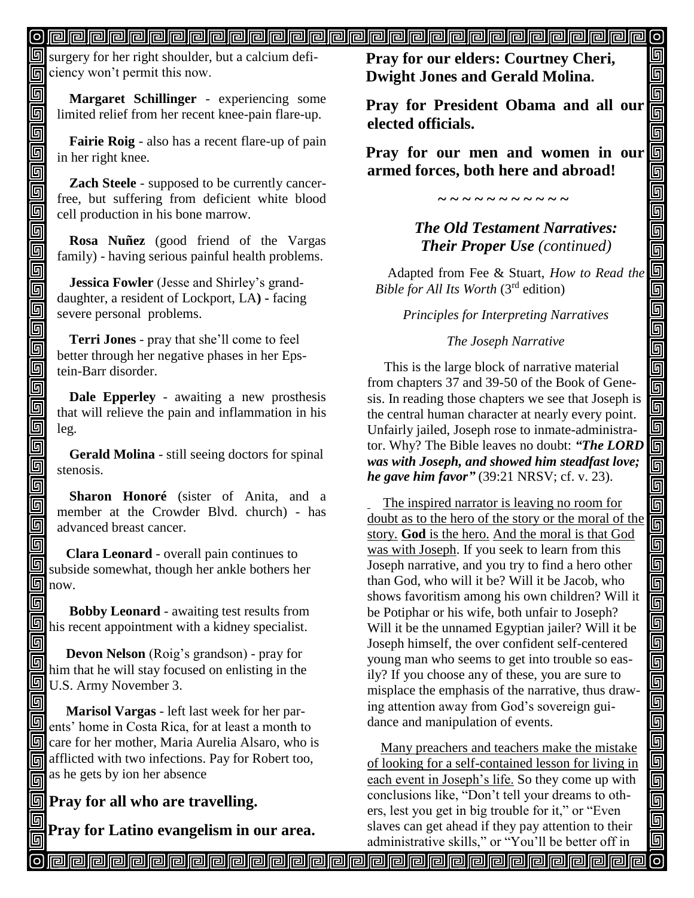surgery for her right shoulder, but a calcium deficiency won't permit this now.

**Margaret Schillinger** - experiencing some limited relief from her recent knee-pain flare-up.

**Fairie Roig** - also has a recent flare-up of pain in her right knee.

**Zach Steele** - supposed to be currently cancer-free, but suffering from deficient white blood cell production in his bone marrow.

**Rosa Nuñez** (good friend of the Vargas family) - having serious painful health problems.

**Jessica Fowler** (Jesse and Shirley's granddaughter, a resident of Lockport, LA**) -** facing severe personal problems.

**Terri Jones** - pray that she'll come to feel better through her negative phases in her Epstein-Barr disorder.

**Dale Epperley** - awaiting a new prosthesis that will relieve the pain and inflammation in his leg.

**Gerald Molina** - still seeing doctors for spinal stenosis.

**Sharon Honoré** (sister of Anita, and a member at the Crowder Blvd. church) - has advanced breast cancer.

**Clara Leonard** - overall pain continues to subside somewhat, though her ankle bothers her now.

**Bobby Leonard** - awaiting test results from his recent appointment with a kidney specialist.

**Devon Nelson** (Roig's grandson) - pray for him that he will stay focused on enlisting in the U.S. Army November 3.

**Marisol Vargas** - left last week for her parents' home in Costa Rica, for at least a month to care for her mother, Maria Aurelia Alsaro, who is afflicted with two infections. Pay for Robert too, as he gets by ion her absence

**Pray for all who are travelling.**

**Pray for Latino evangelism in our area.**

**Pray for our elders: Courtney Cheri, Dwight Jones and Gerald Molina.**

**Pray for President Obama and all our elected officials.**

**Pray for our men and women in our armed forces, both here and abroad!**

~ ~ ~ ~ ~ ~ ~ ~ ~ ~ ~ ~

### *The Old Testament Narratives: Their Proper Use (continued)*

Adapted from Fee & Stuart, *How to Read the Bible for All Its Worth* (3rd edition)

*Principles for Interpreting Narratives*

*The Joseph Narrative*

This is the large block of narrative material from chapters 37 and 39-50 of the Book of Genesis. In reading those chapters we see that Joseph is the central human character at nearly every point. Unfairly jailed, Joseph rose to inmate-administrator. Why? The Bible leaves no doubt: ***"The LORD was with Joseph, and showed him steadfast love; he gave him favor"*** (39:21 NRSV; cf. v. 23).

The inspired narrator is leaving no room for doubt as to the hero of the story or the moral of the story. **God** is the hero. And the moral is that God was with Joseph. If you seek to learn from this Joseph narrative, and you try to find a hero other than God, who will it be? Will it be Jacob, who shows favoritism among his own children? Will it be Potiphar or his wife, both unfair to Joseph? Will it be the unnamed Egyptian jailer? Will it be Joseph himself, the over confident self-centered young man who seems to get into trouble so easily? If you choose any of these, you are sure to misplace the emphasis of the narrative, thus drawing attention away from God's sovereign guidance and manipulation of events.

Many preachers and teachers make the mistake of looking for a self-contained lesson for living in each event in Joseph's life. So they come up with conclusions like, "Don't tell your dreams to others, lest you get in big trouble for it," or "Even slaves can get ahead if they pay attention to their administrative skills," or "You'll be better off in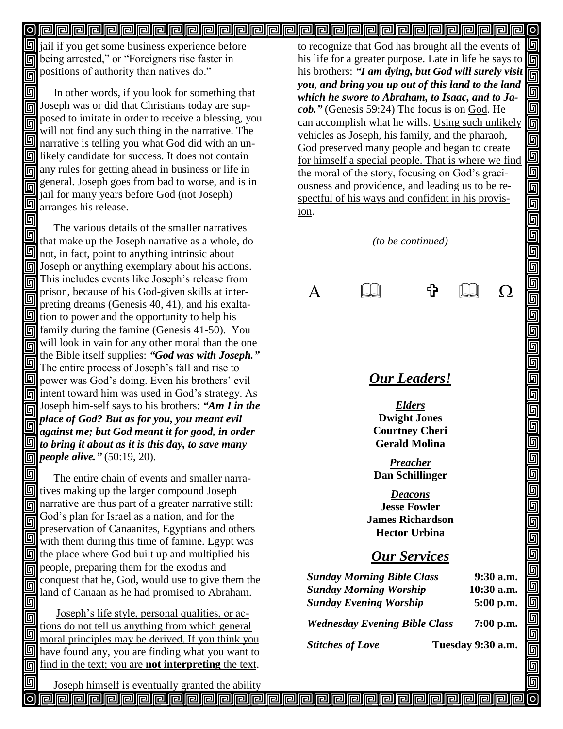jail if you get some business experience before being arrested," or "Foreigners rise faster in positions of authority than natives do."

In other words, if you look for something that Joseph was or did that Christians today are supposed to imitate in order to receive a blessing, you will not find any such thing in the narrative. The narrative is telling you what God did with an unlikely candidate for success. It does not contain any rules for getting ahead in business or life in general. Joseph goes from bad to worse, and is in jail for many years before God (not Joseph) arranges his release.

The various details of the smaller narratives that make up the Joseph narrative as a whole, do not, in fact, point to anything intrinsic about Joseph or anything exemplary about his actions. This includes events like Joseph's release from prison, because of his God-given skills at interpreting dreams (Genesis 40, 41), and his exaltation to power and the opportunity to help his family during the famine (Genesis 41-50). You will look in vain for any other moral than the one the Bible itself supplies: ***"God was with Joseph."*** The entire process of Joseph's fall and rise to power was God's doing. Even his brothers' evil intent toward him was used in God's strategy. As Joseph him-self says to his brothers: ***"Am I in the place of God? But as for you, you meant evil against me; but God meant it for good, in order to bring it about as it is this day, to save many people alive."*** (50:19, 20).

The entire chain of events and smaller narratives making up the larger compound Joseph narrative are thus part of a greater narrative still: God's plan for Israel as a nation, and for the preservation of Canaanites, Egyptians and others with them during this time of famine. Egypt was the place where God built up and multiplied his people, preparing them for the exodus and conquest that he, God, would use to give them the land of Canaan as he had promised to Abraham.

<u>Joseph's life style, personal qualities, or actions do not tell us anything from which general moral principles may be derived. If you think you have found any, you are finding what you want to find in the text; you are **not interpreting** the text.</u>

Joseph himself is eventually granted the ability to recognize that God has brought all the events of his life for a greater purpose. Late in life he says to his brothers: ***"I am dying, but God will surely visit you, and bring you up out of this land to the land which he swore to Abraham, to Isaac, and to Jacob."*** (Genesis 59:24) The focus is on <u>God</u>. He can accomplish what he wills. <u>Using such unlikely vehicles as Joseph, his family, and the pharaoh, God preserved many people and began to create for himself a special people. That is where we find the moral of the story, focusing on God's graciousness and providence, and leading us to be respectful of his ways and confident in his provision</u>.

*(to be continued)*

Α 🕮 ✞ 🕮 Ω

## ***Our Leaders!***

***Elders***
**Dwight Jones**
**Courtney Cheri**
**Gerald Molina**

***Preacher***
**Dan Schillinger**

***Deacons***
**Jesse Fowler**
**James Richardson**
**Hector Urbina**

## ***Our Services***

| | |
|---|---|
| ***Sunday Morning Bible Class*** | **9:30 a.m.** |
| ***Sunday Morning Worship*** | **10:30 a.m.** |
| ***Sunday Evening Worship*** | **5:00 p.m.** |
| ***Wednesday Evening Bible Class*** | **7:00 p.m.** |
| ***Stitches of Love*** | **Tuesday 9:30 a.m.** |